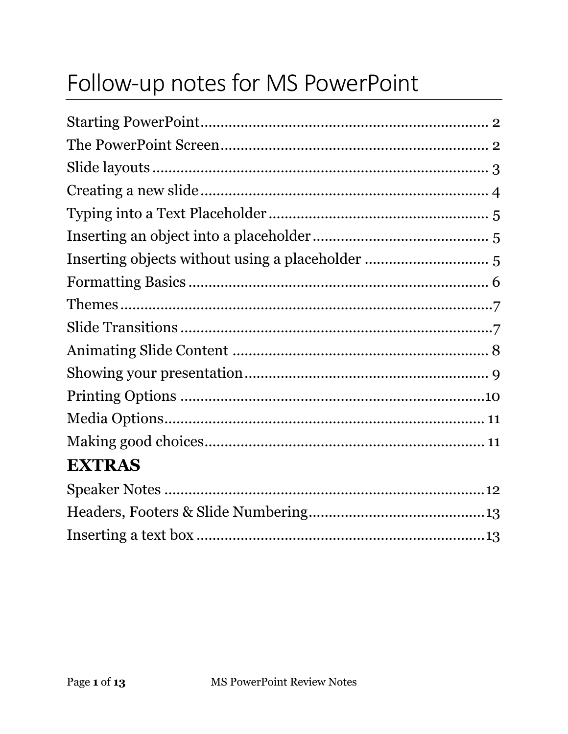# Follow-up notes for MS PowerPoint

Starting PowerPoint........................................................................ 2
The PowerPoint Screen.................................................................. 2
Slide layouts .................................................................................... 3
Creating a new slide ....................................................................... 4
Typing into a Text Placeholder ..................................................... 5
Inserting an object into a placeholder ........................................... 5
Inserting objects without using a placeholder .............................. 5
Formatting Basics ........................................................................... 6
Themes .............................................................................................7
Slide Transitions ..............................................................................7
Animating Slide Content ................................................................ 8
Showing your presentation ............................................................ 9
Printing Options .............................................................................10
Media Options................................................................................ 11
Making good choices...................................................................... 11

## EXTRAS

Speaker Notes .................................................................................12
Headers, Footers & Slide Numbering............................................13
Inserting a text box .........................................................................13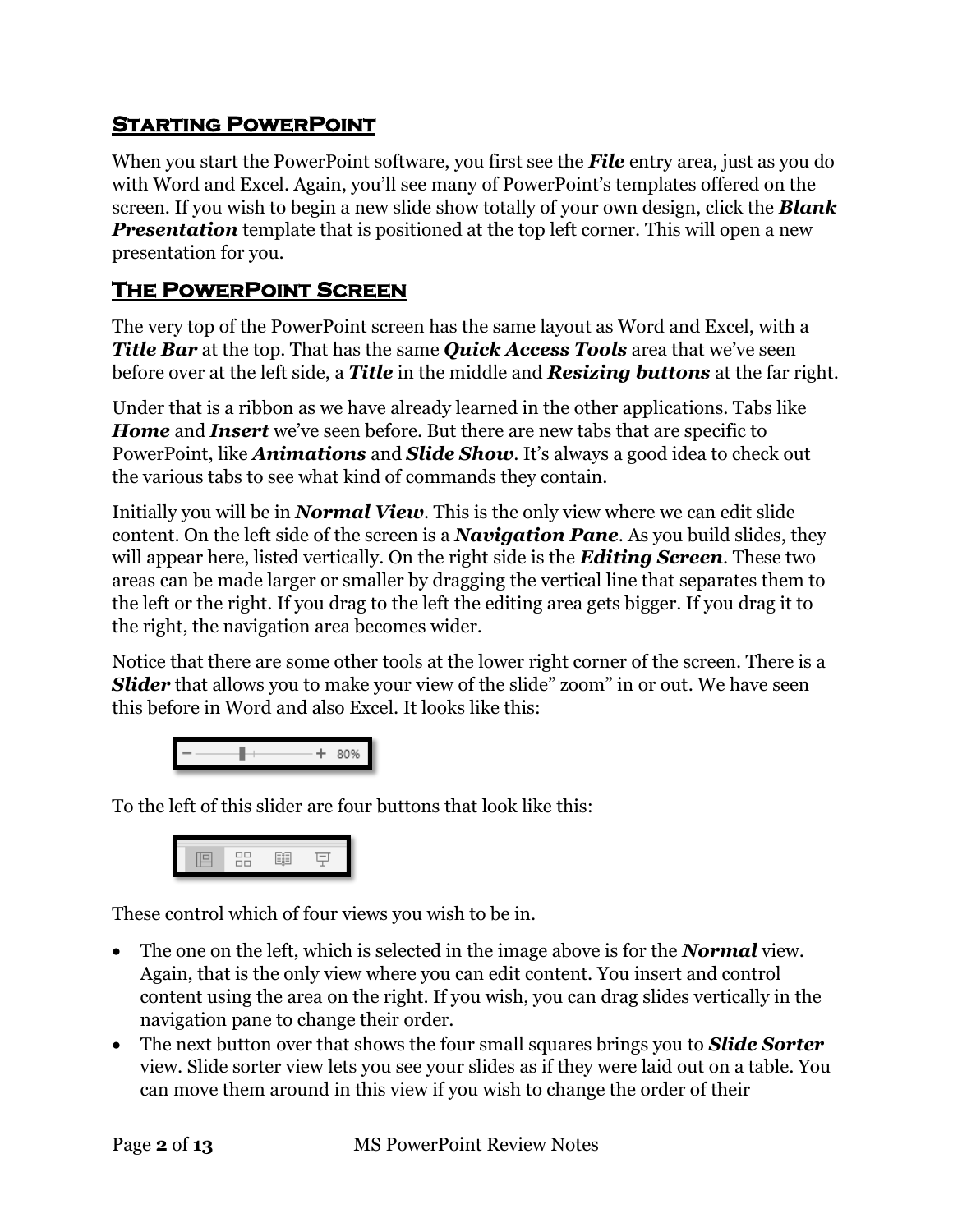## Starting PowerPoint

When you start the PowerPoint software, you first see the ***File*** entry area, just as you do with Word and Excel. Again, you'll see many of PowerPoint's templates offered on the screen. If you wish to begin a new slide show totally of your own design, click the ***Blank Presentation*** template that is positioned at the top left corner. This will open a new presentation for you.

## The PowerPoint Screen

The very top of the PowerPoint screen has the same layout as Word and Excel, with a ***Title Bar*** at the top. That has the same ***Quick Access Tools*** area that we've seen before over at the left side, a ***Title*** in the middle and ***Resizing buttons*** at the far right.

Under that is a ribbon as we have already learned in the other applications. Tabs like ***Home*** and ***Insert*** we've seen before. But there are new tabs that are specific to PowerPoint, like ***Animations*** and ***Slide Show***. It's always a good idea to check out the various tabs to see what kind of commands they contain.

Initially you will be in ***Normal View***. This is the only view where we can edit slide content. On the left side of the screen is a ***Navigation Pane***. As you build slides, they will appear here, listed vertically. On the right side is the ***Editing Screen***. These two areas can be made larger or smaller by dragging the vertical line that separates them to the left or the right. If you drag to the left the editing area gets bigger. If you drag it to the right, the navigation area becomes wider.

Notice that there are some other tools at the lower right corner of the screen. There is a ***Slider*** that allows you to make your view of the slide" zoom" in or out. We have seen this before in Word and also Excel. It looks like this:

To the left of this slider are four buttons that look like this:

These control which of four views you wish to be in.

- The one on the left, which is selected in the image above is for the ***Normal*** view. Again, that is the only view where you can edit content. You insert and control content using the area on the right. If you wish, you can drag slides vertically in the navigation pane to change their order.
- The next button over that shows the four small squares brings you to ***Slide Sorter*** view. Slide sorter view lets you see your slides as if they were laid out on a table. You can move them around in this view if you wish to change the order of their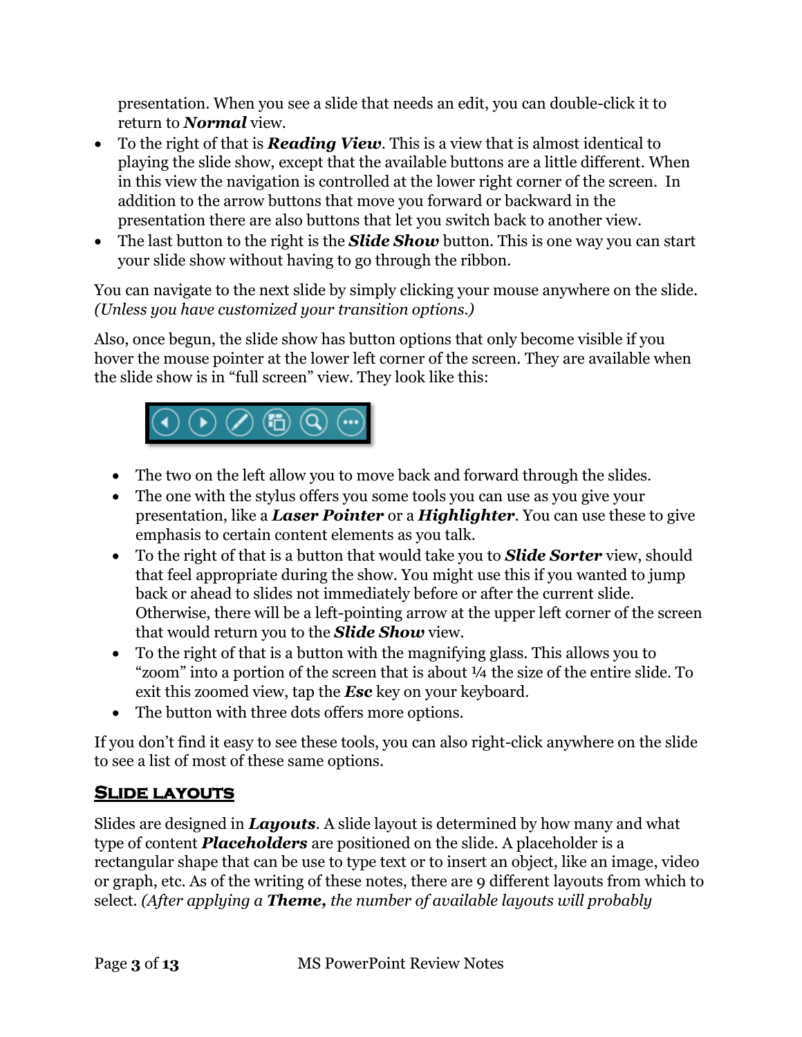presentation. When you see a slide that needs an edit, you can double-click it to return to ***Normal*** view.

- To the right of that is ***Reading View***. This is a view that is almost identical to playing the slide show, except that the available buttons are a little different. When in this view the navigation is controlled at the lower right corner of the screen. In addition to the arrow buttons that move you forward or backward in the presentation there are also buttons that let you switch back to another view.
- The last button to the right is the ***Slide Show*** button. This is one way you can start your slide show without having to go through the ribbon.

You can navigate to the next slide by simply clicking your mouse anywhere on the slide. *(Unless you have customized your transition options.)*

Also, once begun, the slide show has button options that only become visible if you hover the mouse pointer at the lower left corner of the screen. They are available when the slide show is in "full screen" view. They look like this:

- The two on the left allow you to move back and forward through the slides.
- The one with the stylus offers you some tools you can use as you give your presentation, like a ***Laser Pointer*** or a ***Highlighter***. You can use these to give emphasis to certain content elements as you talk.
- To the right of that is a button that would take you to ***Slide Sorter*** view, should that feel appropriate during the show. You might use this if you wanted to jump back or ahead to slides not immediately before or after the current slide. Otherwise, there will be a left-pointing arrow at the upper left corner of the screen that would return you to the ***Slide Show*** view.
- To the right of that is a button with the magnifying glass. This allows you to "zoom" into a portion of the screen that is about ¼ the size of the entire slide. To exit this zoomed view, tap the ***Esc*** key on your keyboard.
- The button with three dots offers more options.

If you don't find it easy to see these tools, you can also right-click anywhere on the slide to see a list of most of these same options.

## Slide layouts

Slides are designed in ***Layouts***. A slide layout is determined by how many and what type of content ***Placeholders*** are positioned on the slide. A placeholder is a rectangular shape that can be use to type text or to insert an object, like an image, video or graph, etc. As of the writing of these notes, there are 9 different layouts from which to select. *(After applying a **Theme,** the number of available layouts will probably*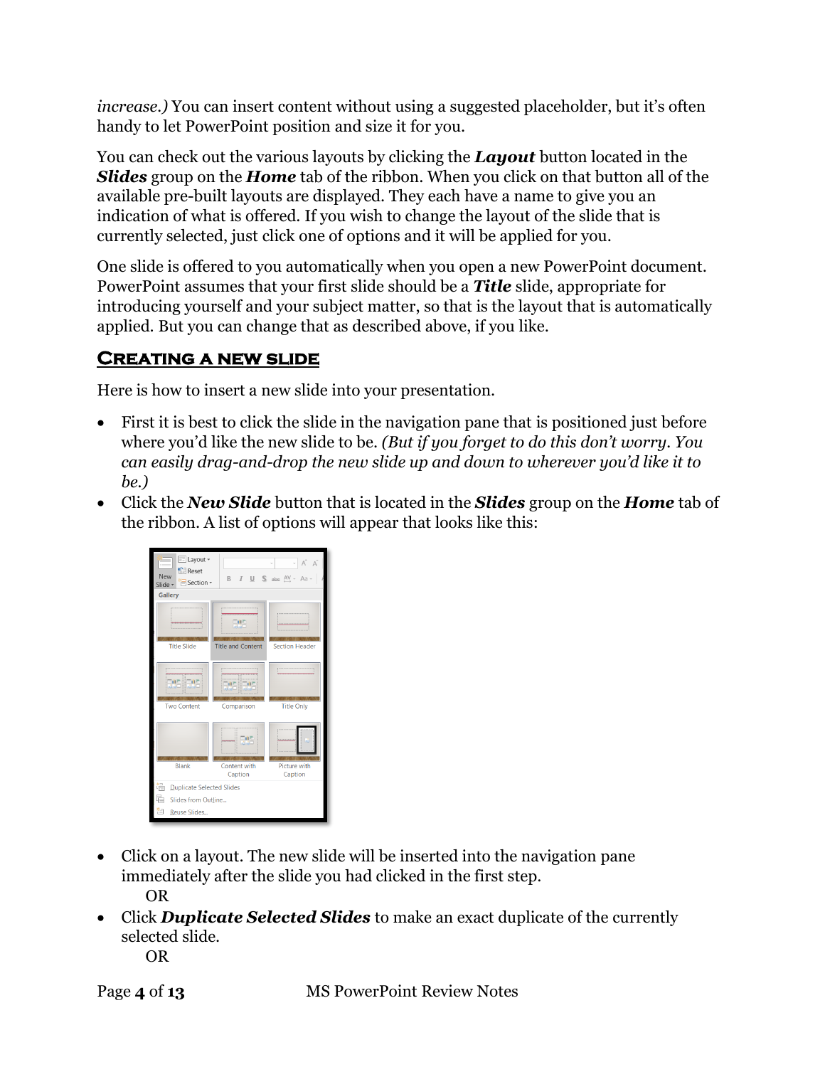*increase.)* You can insert content without using a suggested placeholder, but it's often handy to let PowerPoint position and size it for you.

You can check out the various layouts by clicking the ***Layout*** button located in the ***Slides*** group on the ***Home*** tab of the ribbon. When you click on that button all of the available pre-built layouts are displayed. They each have a name to give you an indication of what is offered. If you wish to change the layout of the slide that is currently selected, just click one of options and it will be applied for you.

One slide is offered to you automatically when you open a new PowerPoint document. PowerPoint assumes that your first slide should be a ***Title*** slide, appropriate for introducing yourself and your subject matter, so that is the layout that is automatically applied. But you can change that as described above, if you like.

## Creating a new slide

Here is how to insert a new slide into your presentation.

- First it is best to click the slide in the navigation pane that is positioned just before where you'd like the new slide to be. *(But if you forget to do this don't worry. You can easily drag-and-drop the new slide up and down to wherever you'd like it to be.)*
- Click the ***New Slide*** button that is located in the ***Slides*** group on the ***Home*** tab of the ribbon. A list of options will appear that looks like this:

- Click on a layout. The new slide will be inserted into the navigation pane immediately after the slide you had clicked in the first step.
  OR
- Click ***Duplicate Selected Slides*** to make an exact duplicate of the currently selected slide.
  OR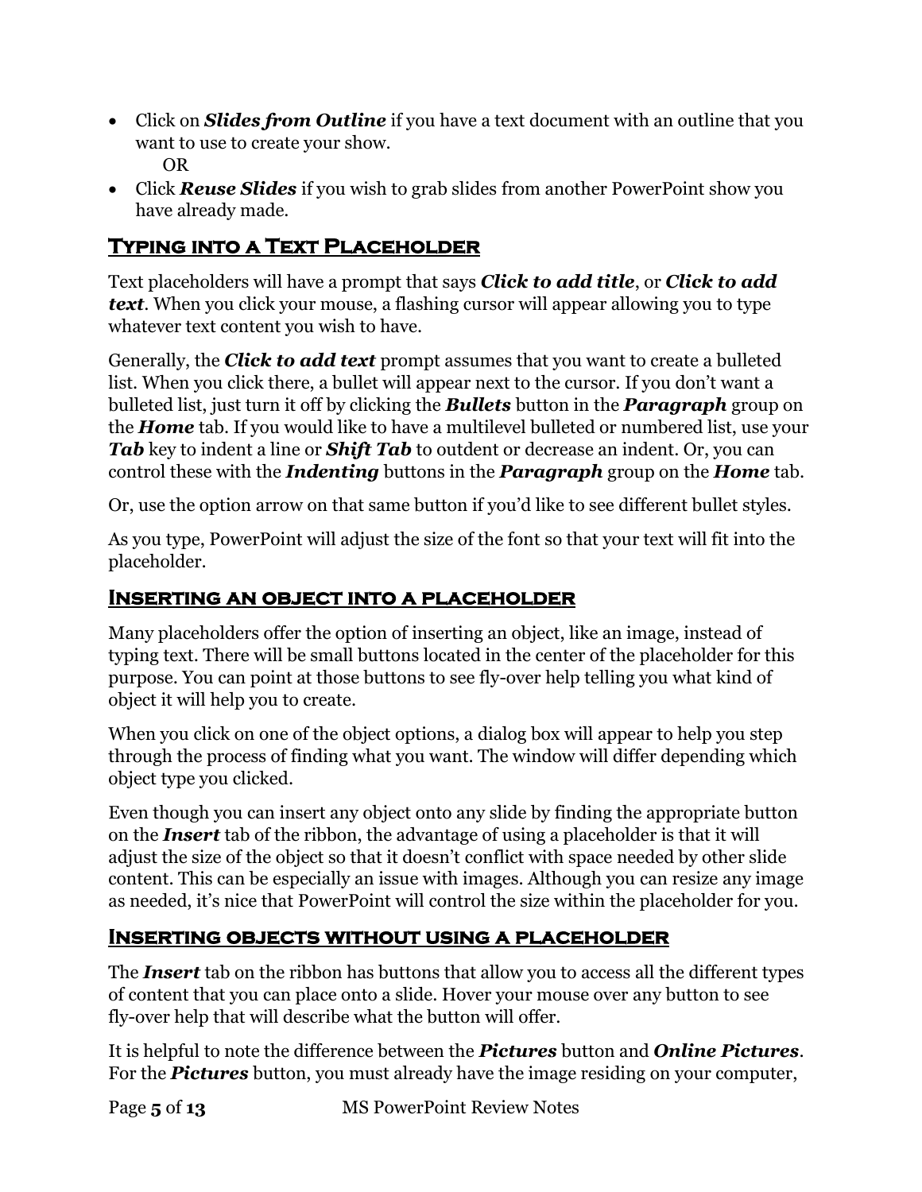- Click on ***Slides from Outline*** if you have a text document with an outline that you want to use to create your show.
  OR
- Click ***Reuse Slides*** if you wish to grab slides from another PowerPoint show you have already made.

## Typing into a Text Placeholder

Text placeholders will have a prompt that says ***Click to add title***, or ***Click to add text***. When you click your mouse, a flashing cursor will appear allowing you to type whatever text content you wish to have.

Generally, the ***Click to add text*** prompt assumes that you want to create a bulleted list. When you click there, a bullet will appear next to the cursor. If you don't want a bulleted list, just turn it off by clicking the ***Bullets*** button in the ***Paragraph*** group on the ***Home*** tab. If you would like to have a multilevel bulleted or numbered list, use your ***Tab*** key to indent a line or ***Shift Tab*** to outdent or decrease an indent. Or, you can control these with the ***Indenting*** buttons in the ***Paragraph*** group on the ***Home*** tab.

Or, use the option arrow on that same button if you'd like to see different bullet styles.

As you type, PowerPoint will adjust the size of the font so that your text will fit into the placeholder.

## Inserting an object into a placeholder

Many placeholders offer the option of inserting an object, like an image, instead of typing text. There will be small buttons located in the center of the placeholder for this purpose. You can point at those buttons to see fly-over help telling you what kind of object it will help you to create.

When you click on one of the object options, a dialog box will appear to help you step through the process of finding what you want. The window will differ depending which object type you clicked.

Even though you can insert any object onto any slide by finding the appropriate button on the ***Insert*** tab of the ribbon, the advantage of using a placeholder is that it will adjust the size of the object so that it doesn't conflict with space needed by other slide content. This can be especially an issue with images. Although you can resize any image as needed, it's nice that PowerPoint will control the size within the placeholder for you.

## Inserting objects without using a placeholder

The ***Insert*** tab on the ribbon has buttons that allow you to access all the different types of content that you can place onto a slide. Hover your mouse over any button to see fly-over help that will describe what the button will offer.

It is helpful to note the difference between the ***Pictures*** button and ***Online Pictures***. For the ***Pictures*** button, you must already have the image residing on your computer,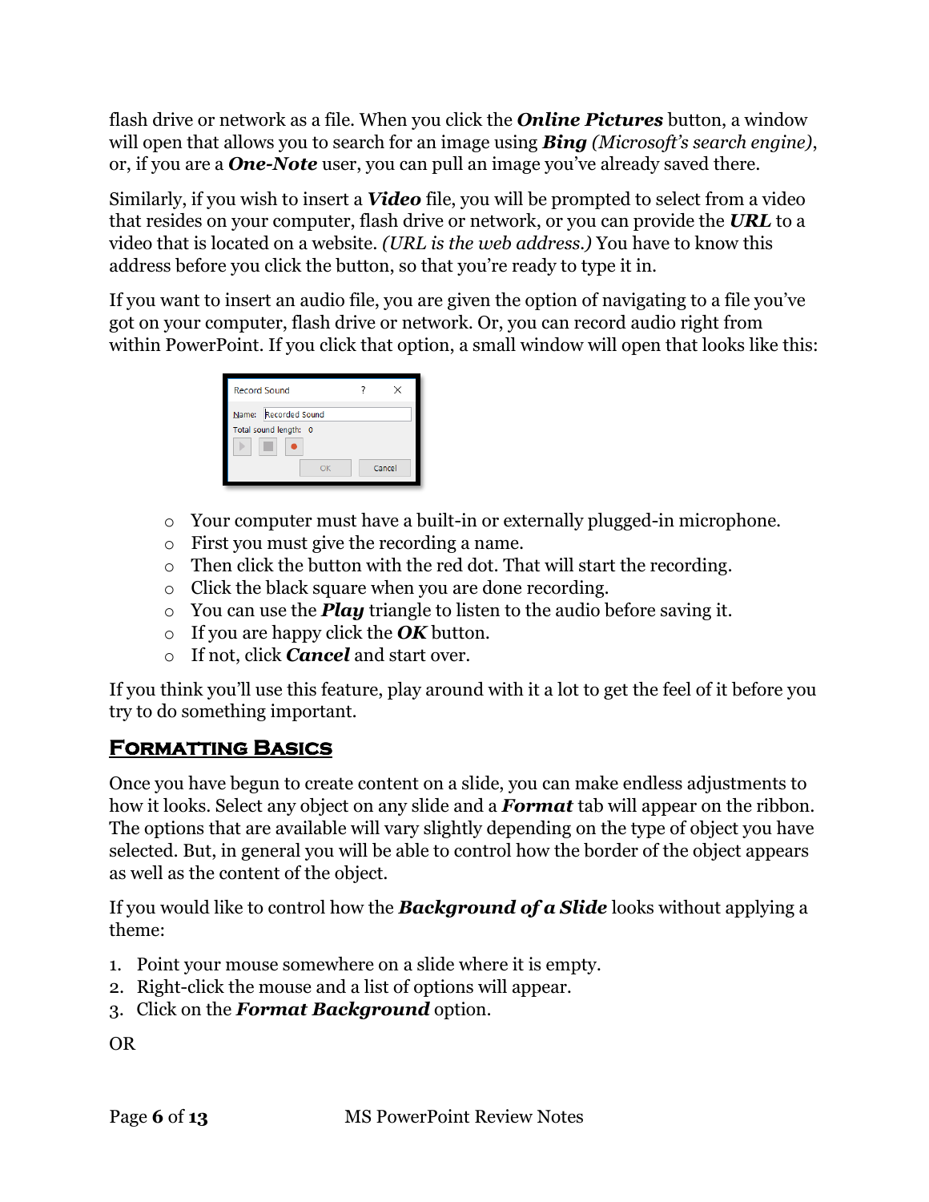flash drive or network as a file. When you click the ***Online Pictures*** button, a window will open that allows you to search for an image using ***Bing*** *(Microsoft's search engine)*, or, if you are a ***One-Note*** user, you can pull an image you've already saved there.

Similarly, if you wish to insert a ***Video*** file, you will be prompted to select from a video that resides on your computer, flash drive or network, or you can provide the ***URL*** to a video that is located on a website. *(URL is the web address.)* You have to know this address before you click the button, so that you're ready to type it in.

If you want to insert an audio file, you are given the option of navigating to a file you've got on your computer, flash drive or network. Or, you can record audio right from within PowerPoint. If you click that option, a small window will open that looks like this:

- Your computer must have a built-in or externally plugged-in microphone.
- First you must give the recording a name.
- Then click the button with the red dot. That will start the recording.
- Click the black square when you are done recording.
- You can use the ***Play*** triangle to listen to the audio before saving it.
- If you are happy click the ***OK*** button.
- If not, click ***Cancel*** and start over.

If you think you'll use this feature, play around with it a lot to get the feel of it before you try to do something important.

## Formatting Basics

Once you have begun to create content on a slide, you can make endless adjustments to how it looks. Select any object on any slide and a ***Format*** tab will appear on the ribbon. The options that are available will vary slightly depending on the type of object you have selected. But, in general you will be able to control how the border of the object appears as well as the content of the object.

If you would like to control how the ***Background of a Slide*** looks without applying a theme:

1. Point your mouse somewhere on a slide where it is empty.
2. Right-click the mouse and a list of options will appear.
3. Click on the ***Format Background*** option.

OR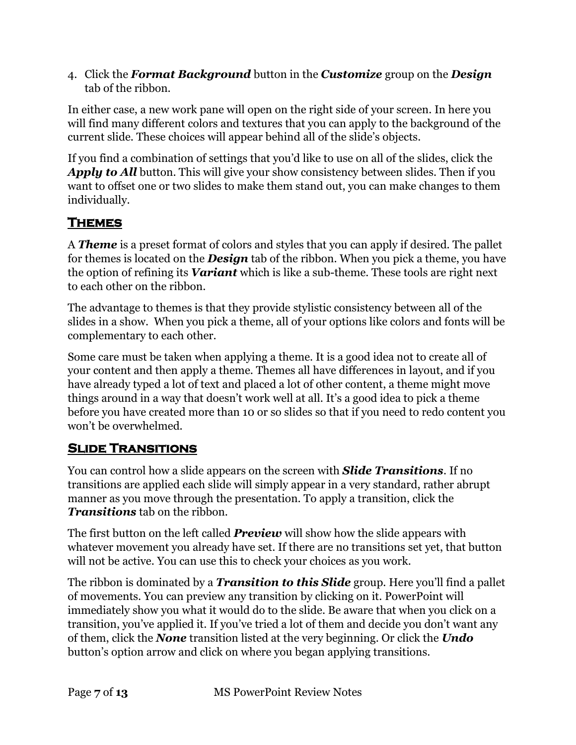4. Click the ***Format Background*** button in the ***Customize*** group on the ***Design*** tab of the ribbon.

In either case, a new work pane will open on the right side of your screen. In here you will find many different colors and textures that you can apply to the background of the current slide. These choices will appear behind all of the slide's objects.

If you find a combination of settings that you'd like to use on all of the slides, click the ***Apply to All*** button. This will give your show consistency between slides. Then if you want to offset one or two slides to make them stand out, you can make changes to them individually.

## Themes

A ***Theme*** is a preset format of colors and styles that you can apply if desired. The pallet for themes is located on the ***Design*** tab of the ribbon. When you pick a theme, you have the option of refining its ***Variant*** which is like a sub-theme. These tools are right next to each other on the ribbon.

The advantage to themes is that they provide stylistic consistency between all of the slides in a show. When you pick a theme, all of your options like colors and fonts will be complementary to each other.

Some care must be taken when applying a theme. It is a good idea not to create all of your content and then apply a theme. Themes all have differences in layout, and if you have already typed a lot of text and placed a lot of other content, a theme might move things around in a way that doesn't work well at all. It's a good idea to pick a theme before you have created more than 10 or so slides so that if you need to redo content you won't be overwhelmed.

## Slide Transitions

You can control how a slide appears on the screen with ***Slide Transitions***. If no transitions are applied each slide will simply appear in a very standard, rather abrupt manner as you move through the presentation. To apply a transition, click the ***Transitions*** tab on the ribbon.

The first button on the left called ***Preview*** will show how the slide appears with whatever movement you already have set. If there are no transitions set yet, that button will not be active. You can use this to check your choices as you work.

The ribbon is dominated by a ***Transition to this Slide*** group. Here you'll find a pallet of movements. You can preview any transition by clicking on it. PowerPoint will immediately show you what it would do to the slide. Be aware that when you click on a transition, you've applied it. If you've tried a lot of them and decide you don't want any of them, click the ***None*** transition listed at the very beginning. Or click the ***Undo*** button's option arrow and click on where you began applying transitions.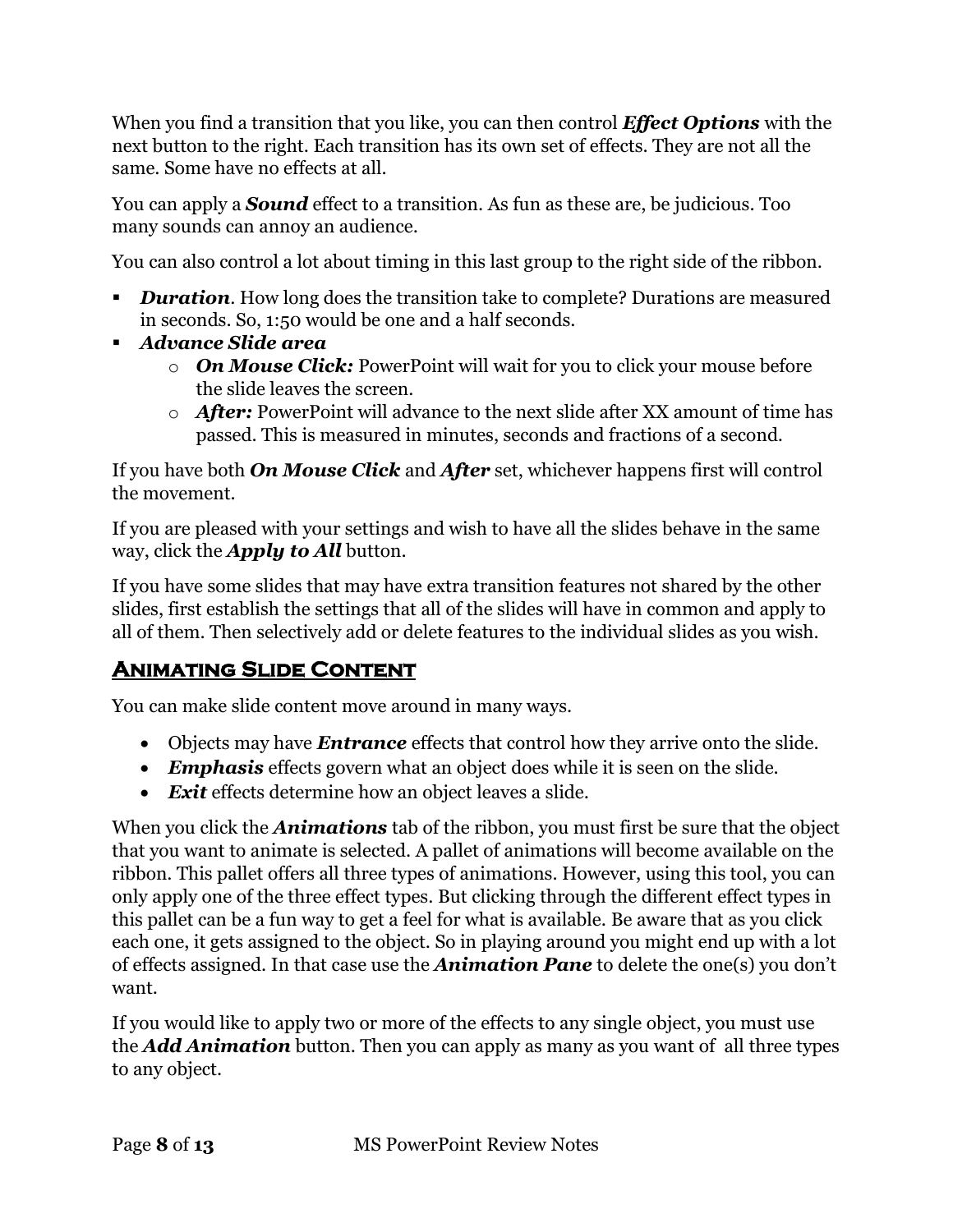When you find a transition that you like, you can then control ***Effect Options*** with the next button to the right. Each transition has its own set of effects. They are not all the same. Some have no effects at all.

You can apply a ***Sound*** effect to a transition. As fun as these are, be judicious. Too many sounds can annoy an audience.

You can also control a lot about timing in this last group to the right side of the ribbon.

- ***Duration***. How long does the transition take to complete? Durations are measured in seconds. So, 1:50 would be one and a half seconds.
- ***Advance Slide area***
  - ***On Mouse Click:*** PowerPoint will wait for you to click your mouse before the slide leaves the screen.
  - ***After:*** PowerPoint will advance to the next slide after XX amount of time has passed. This is measured in minutes, seconds and fractions of a second.

If you have both ***On Mouse Click*** and ***After*** set, whichever happens first will control the movement.

If you are pleased with your settings and wish to have all the slides behave in the same way, click the ***Apply to All*** button.

If you have some slides that may have extra transition features not shared by the other slides, first establish the settings that all of the slides will have in common and apply to all of them. Then selectively add or delete features to the individual slides as you wish.

## Animating Slide Content

You can make slide content move around in many ways.

- Objects may have ***Entrance*** effects that control how they arrive onto the slide.
- ***Emphasis*** effects govern what an object does while it is seen on the slide.
- ***Exit*** effects determine how an object leaves a slide.

When you click the ***Animations*** tab of the ribbon, you must first be sure that the object that you want to animate is selected. A pallet of animations will become available on the ribbon. This pallet offers all three types of animations. However, using this tool, you can only apply one of the three effect types. But clicking through the different effect types in this pallet can be a fun way to get a feel for what is available. Be aware that as you click each one, it gets assigned to the object. So in playing around you might end up with a lot of effects assigned. In that case use the ***Animation Pane*** to delete the one(s) you don't want.

If you would like to apply two or more of the effects to any single object, you must use the ***Add Animation*** button. Then you can apply as many as you want of all three types to any object.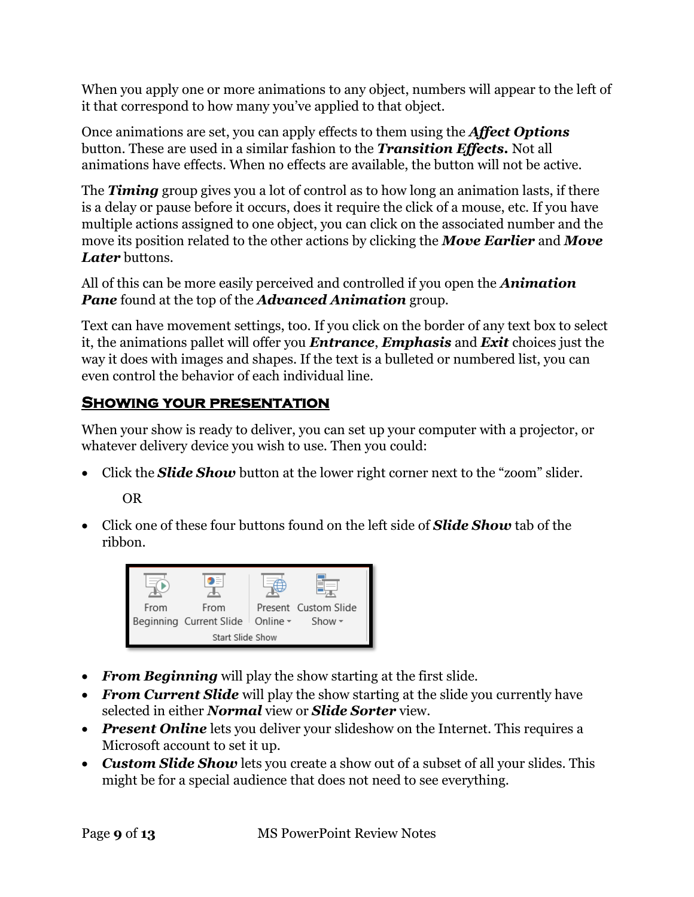When you apply one or more animations to any object, numbers will appear to the left of it that correspond to how many you've applied to that object.

Once animations are set, you can apply effects to them using the ***Affect Options*** button. These are used in a similar fashion to the ***Transition Effects.*** Not all animations have effects. When no effects are available, the button will not be active.

The ***Timing*** group gives you a lot of control as to how long an animation lasts, if there is a delay or pause before it occurs, does it require the click of a mouse, etc. If you have multiple actions assigned to one object, you can click on the associated number and the move its position related to the other actions by clicking the ***Move Earlier*** and ***Move Later*** buttons.

All of this can be more easily perceived and controlled if you open the ***Animation Pane*** found at the top of the ***Advanced Animation*** group.

Text can have movement settings, too. If you click on the border of any text box to select it, the animations pallet will offer you ***Entrance***, ***Emphasis*** and ***Exit*** choices just the way it does with images and shapes. If the text is a bulleted or numbered list, you can even control the behavior of each individual line.

## Showing your presentation

When your show is ready to deliver, you can set up your computer with a projector, or whatever delivery device you wish to use. Then you could:

- Click the ***Slide Show*** button at the lower right corner next to the "zoom" slider.

  OR

- Click one of these four buttons found on the left side of ***Slide Show*** tab of the ribbon.

- ***From Beginning*** will play the show starting at the first slide.
- ***From Current Slide*** will play the show starting at the slide you currently have selected in either ***Normal*** view or ***Slide Sorter*** view.
- ***Present Online*** lets you deliver your slideshow on the Internet. This requires a Microsoft account to set it up.
- ***Custom Slide Show*** lets you create a show out of a subset of all your slides. This might be for a special audience that does not need to see everything.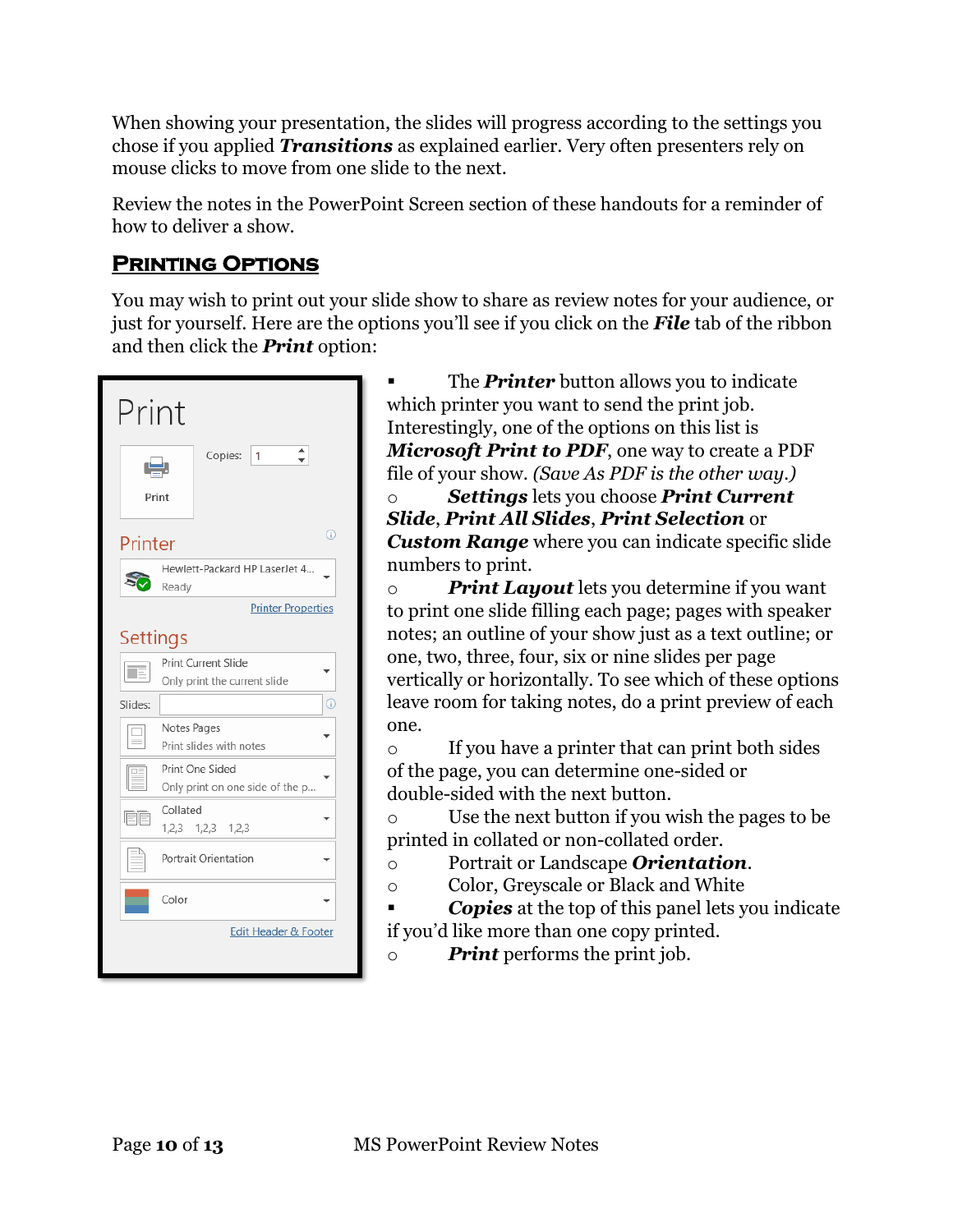When showing your presentation, the slides will progress according to the settings you chose if you applied ***Transitions*** as explained earlier. Very often presenters rely on mouse clicks to move from one slide to the next.

Review the notes in the PowerPoint Screen section of these handouts for a reminder of how to deliver a show.

## Printing Options

You may wish to print out your slide show to share as review notes for your audience, or just for yourself. Here are the options you'll see if you click on the ***File*** tab of the ribbon and then click the ***Print*** option:

- The ***Printer*** button allows you to indicate which printer you want to send the print job. Interestingly, one of the options on this list is ***Microsoft Print to PDF***, one way to create a PDF file of your show. *(Save As PDF is the other way.)*
  - ***Settings*** lets you choose ***Print Current Slide***, ***Print All Slides***, ***Print Selection*** or ***Custom Range*** where you can indicate specific slide numbers to print.
  - ***Print Layout*** lets you determine if you want to print one slide filling each page; pages with speaker notes; an outline of your show just as a text outline; or one, two, three, four, six or nine slides per page vertically or horizontally. To see which of these options leave room for taking notes, do a print preview of each one.
  - If you have a printer that can print both sides of the page, you can determine one-sided or double-sided with the next button.
  - Use the next button if you wish the pages to be printed in collated or non-collated order.
  - Portrait or Landscape ***Orientation***.
  - Color, Greyscale or Black and White
- ***Copies*** at the top of this panel lets you indicate if you'd like more than one copy printed.
  - ***Print*** performs the print job.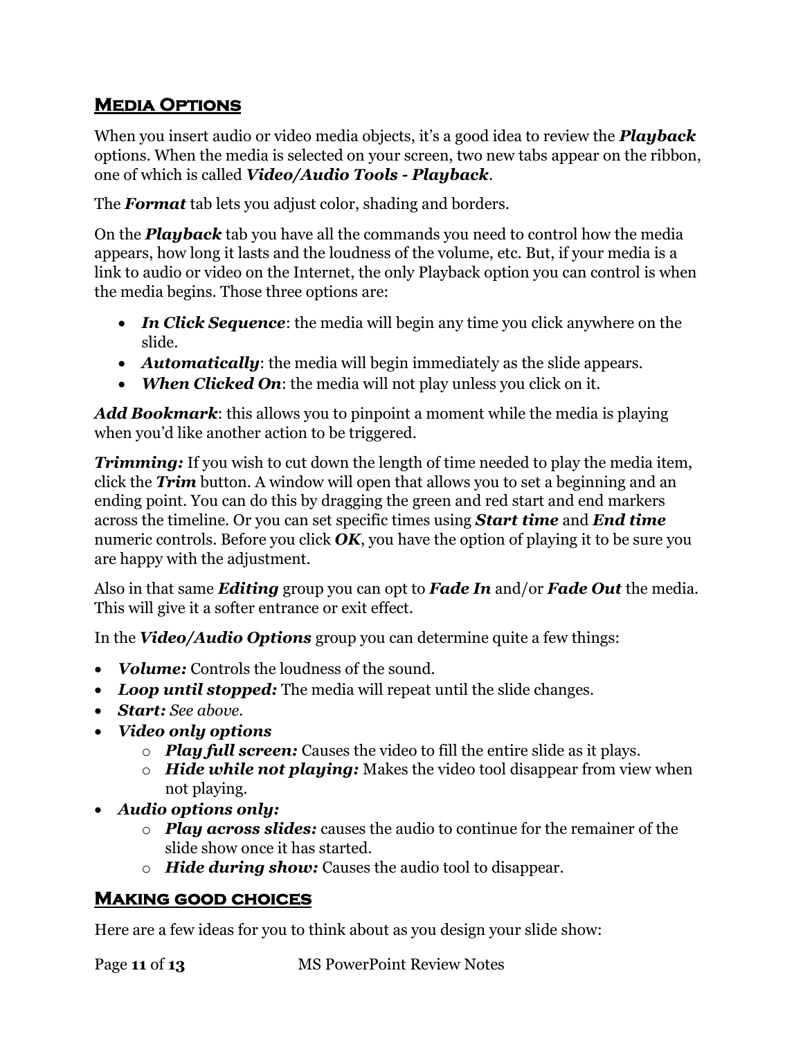## Media Options

When you insert audio or video media objects, it's a good idea to review the ***Playback*** options. When the media is selected on your screen, two new tabs appear on the ribbon, one of which is called ***Video/Audio Tools - Playback***.

The ***Format*** tab lets you adjust color, shading and borders.

On the ***Playback*** tab you have all the commands you need to control how the media appears, how long it lasts and the loudness of the volume, etc. But, if your media is a link to audio or video on the Internet, the only Playback option you can control is when the media begins. Those three options are:

- ***In Click Sequence***: the media will begin any time you click anywhere on the slide.
- ***Automatically***: the media will begin immediately as the slide appears.
- ***When Clicked On***: the media will not play unless you click on it.

***Add Bookmark***: this allows you to pinpoint a moment while the media is playing when you'd like another action to be triggered.

***Trimming:*** If you wish to cut down the length of time needed to play the media item, click the ***Trim*** button. A window will open that allows you to set a beginning and an ending point. You can do this by dragging the green and red start and end markers across the timeline. Or you can set specific times using ***Start time*** and ***End time*** numeric controls. Before you click ***OK***, you have the option of playing it to be sure you are happy with the adjustment.

Also in that same ***Editing*** group you can opt to ***Fade In*** and/or ***Fade Out*** the media. This will give it a softer entrance or exit effect.

In the ***Video/Audio Options*** group you can determine quite a few things:

- ***Volume:*** Controls the loudness of the sound.
- ***Loop until stopped:*** The media will repeat until the slide changes.
- ***Start:*** *See above.*
- ***Video only options***
  - ***Play full screen:*** Causes the video to fill the entire slide as it plays.
  - ***Hide while not playing:*** Makes the video tool disappear from view when not playing.
- ***Audio options only:***
  - ***Play across slides:*** causes the audio to continue for the remainer of the slide show once it has started.
  - ***Hide during show:*** Causes the audio tool to disappear.

## Making good choices

Here are a few ideas for you to think about as you design your slide show: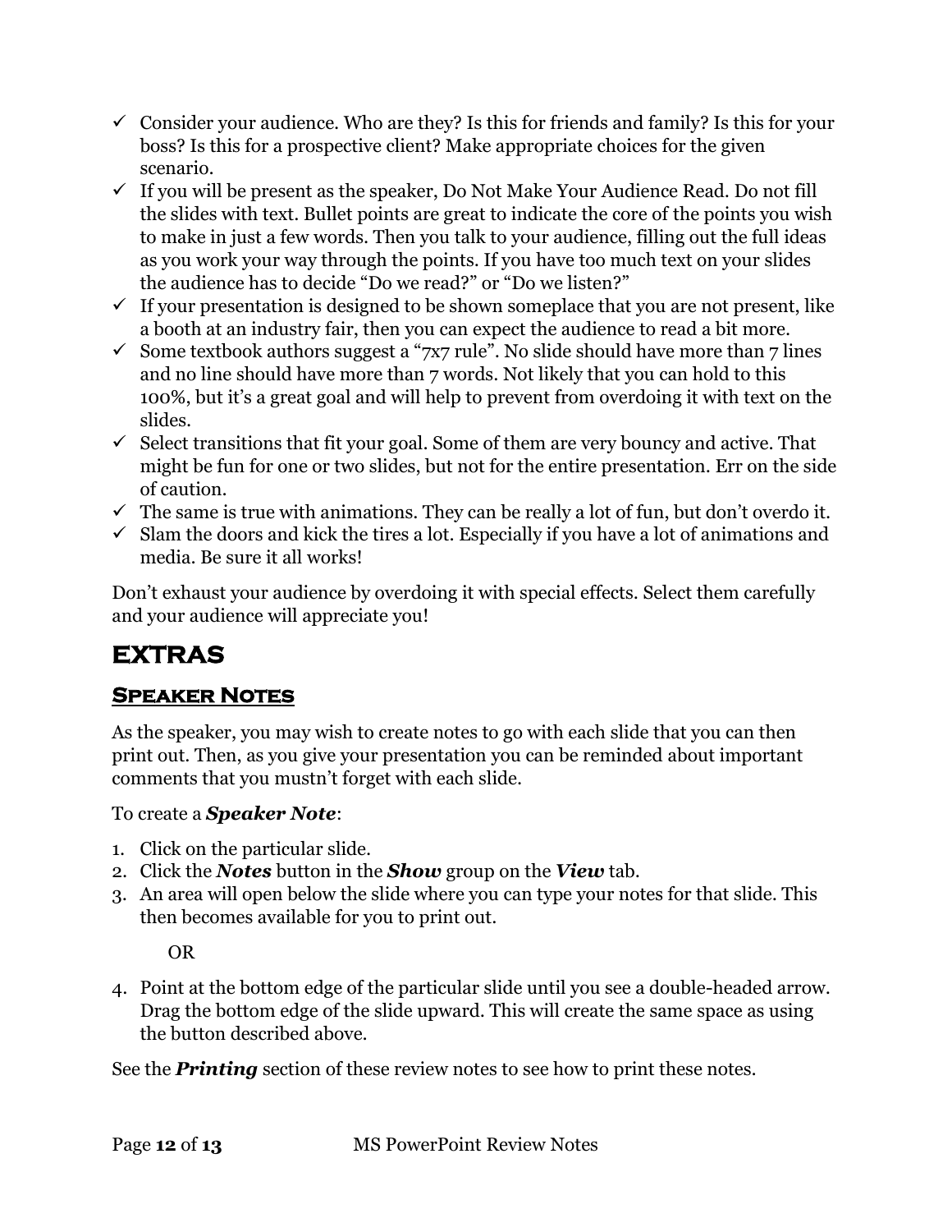- ✓ Consider your audience. Who are they? Is this for friends and family? Is this for your boss? Is this for a prospective client? Make appropriate choices for the given scenario.
- ✓ If you will be present as the speaker, Do Not Make Your Audience Read. Do not fill the slides with text. Bullet points are great to indicate the core of the points you wish to make in just a few words. Then you talk to your audience, filling out the full ideas as you work your way through the points. If you have too much text on your slides the audience has to decide "Do we read?" or "Do we listen?"
- ✓ If your presentation is designed to be shown someplace that you are not present, like a booth at an industry fair, then you can expect the audience to read a bit more.
- ✓ Some textbook authors suggest a "7x7 rule". No slide should have more than 7 lines and no line should have more than 7 words. Not likely that you can hold to this 100%, but it's a great goal and will help to prevent from overdoing it with text on the slides.
- ✓ Select transitions that fit your goal. Some of them are very bouncy and active. That might be fun for one or two slides, but not for the entire presentation. Err on the side of caution.
- ✓ The same is true with animations. They can be really a lot of fun, but don't overdo it.
- ✓ Slam the doors and kick the tires a lot. Especially if you have a lot of animations and media. Be sure it all works!

Don't exhaust your audience by overdoing it with special effects. Select them carefully and your audience will appreciate you!

# EXTRAS

## Speaker Notes

As the speaker, you may wish to create notes to go with each slide that you can then print out. Then, as you give your presentation you can be reminded about important comments that you mustn't forget with each slide.

To create a ***Speaker Note***:

1. Click on the particular slide.
2. Click the ***Notes*** button in the ***Show*** group on the ***View*** tab.
3. An area will open below the slide where you can type your notes for that slide. This then becomes available for you to print out.

   OR

4. Point at the bottom edge of the particular slide until you see a double-headed arrow. Drag the bottom edge of the slide upward. This will create the same space as using the button described above.

See the ***Printing*** section of these review notes to see how to print these notes.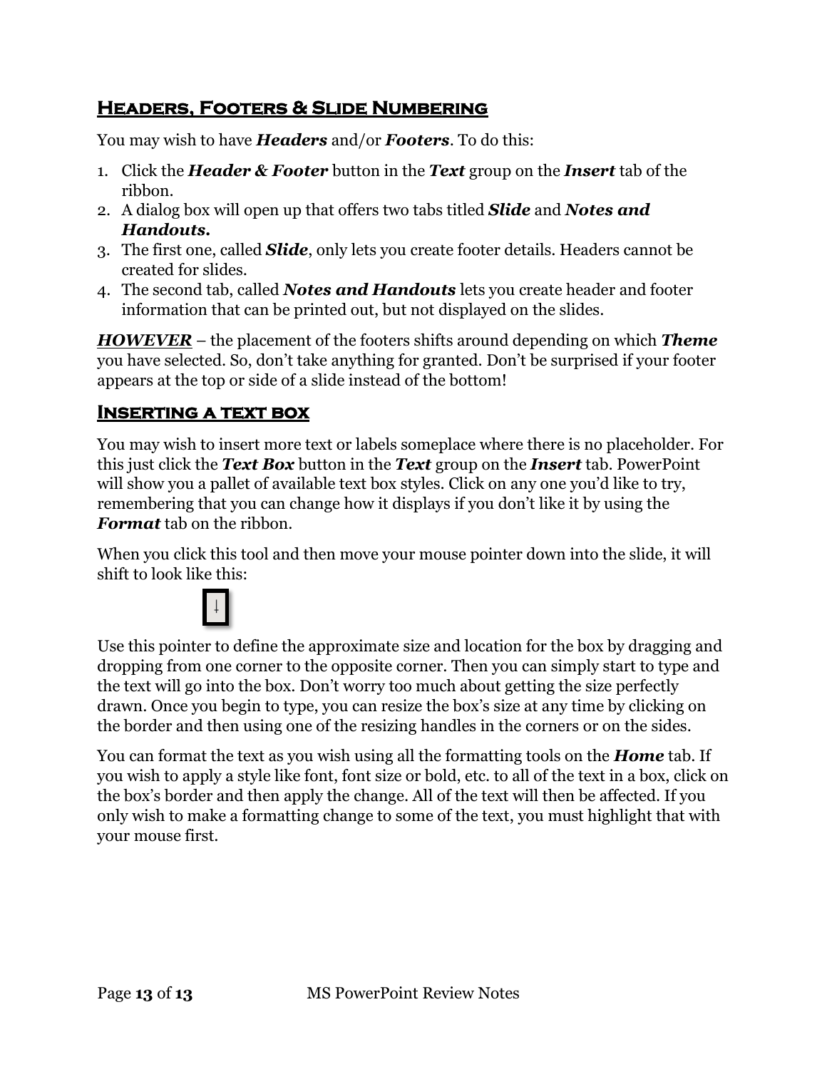## Headers, Footers & Slide Numbering

You may wish to have ***Headers*** and/or ***Footers***. To do this:

1. Click the ***Header & Footer*** button in the ***Text*** group on the ***Insert*** tab of the ribbon.
2. A dialog box will open up that offers two tabs titled ***Slide*** and ***Notes and Handouts.***
3. The first one, called ***Slide***, only lets you create footer details. Headers cannot be created for slides.
4. The second tab, called ***Notes and Handouts*** lets you create header and footer information that can be printed out, but not displayed on the slides.

***HOWEVER*** – the placement of the footers shifts around depending on which ***Theme*** you have selected. So, don't take anything for granted. Don't be surprised if your footer appears at the top or side of a slide instead of the bottom!

## Inserting a text box

You may wish to insert more text or labels someplace where there is no placeholder. For this just click the ***Text Box*** button in the ***Text*** group on the ***Insert*** tab. PowerPoint will show you a pallet of available text box styles. Click on any one you'd like to try, remembering that you can change how it displays if you don't like it by using the ***Format*** tab on the ribbon.

When you click this tool and then move your mouse pointer down into the slide, it will shift to look like this:

Use this pointer to define the approximate size and location for the box by dragging and dropping from one corner to the opposite corner. Then you can simply start to type and the text will go into the box. Don't worry too much about getting the size perfectly drawn. Once you begin to type, you can resize the box's size at any time by clicking on the border and then using one of the resizing handles in the corners or on the sides.

You can format the text as you wish using all the formatting tools on the ***Home*** tab. If you wish to apply a style like font, font size or bold, etc. to all of the text in a box, click on the box's border and then apply the change. All of the text will then be affected. If you only wish to make a formatting change to some of the text, you must highlight that with your mouse first.